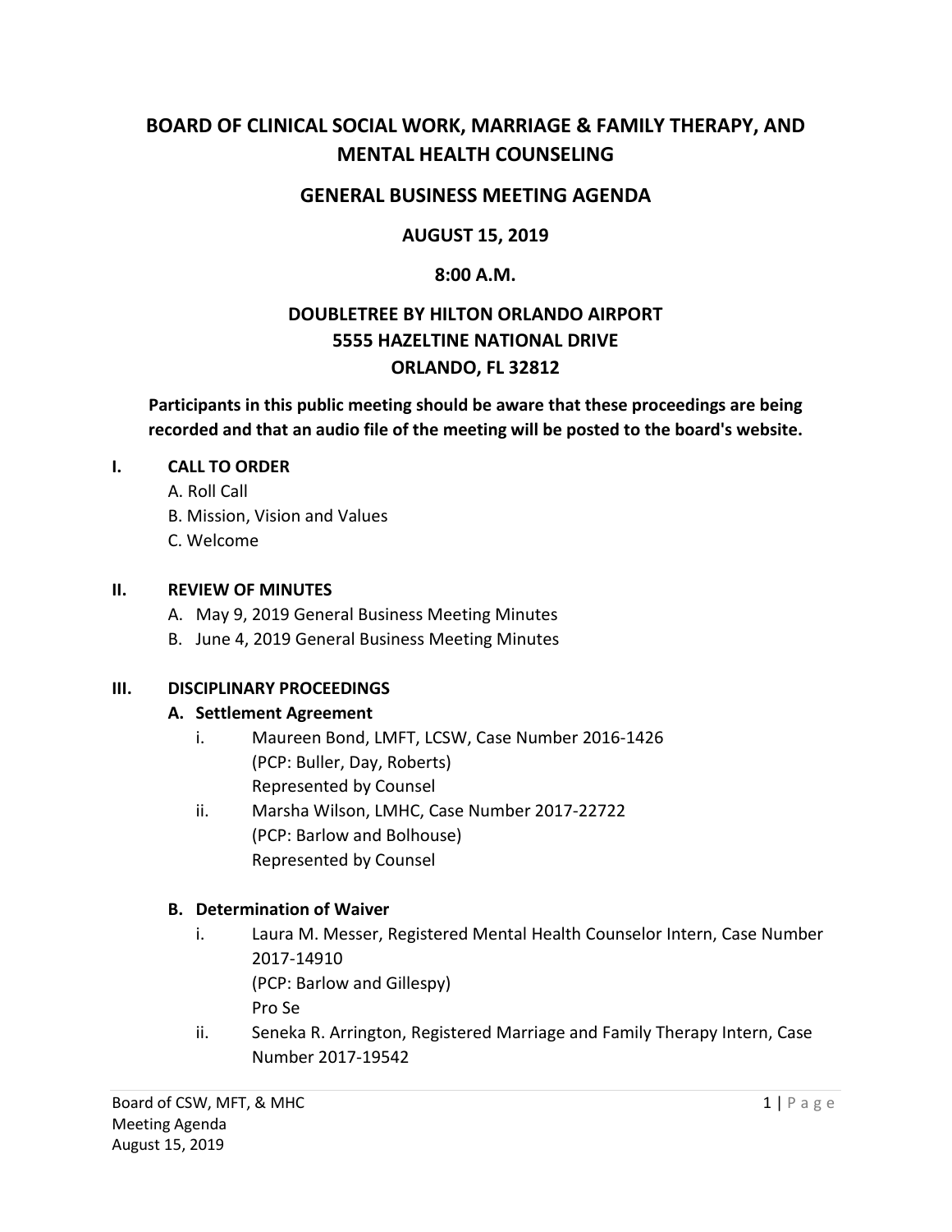# BOARD OF CLINICAL SOCIAL WORK, MARRIAGE & FAMILY THERAPY, AND MENTAL HEALTH COUNSELING

## GENERAL BUSINESS MEETING AGENDA

### AUGUST 15, 2019

### 8:00 A.M.

### DOUBLETREE BY HILTON ORLANDO AIRPORT
### 5555 HAZELTINE NATIONAL DRIVE
### ORLANDO, FL 32812

**Participants in this public meeting should be aware that these proceedings are being recorded and that an audio file of the meeting will be posted to the board's website.**

**I. CALL TO ORDER**

A. Roll Call
B. Mission, Vision and Values
C. Welcome

**II. REVIEW OF MINUTES**

A. May 9, 2019 General Business Meeting Minutes
B. June 4, 2019 General Business Meeting Minutes

**III. DISCIPLINARY PROCEEDINGS**

**A. Settlement Agreement**

i. Maureen Bond, LMFT, LCSW, Case Number 2016-1426
(PCP: Buller, Day, Roberts)
Represented by Counsel

ii. Marsha Wilson, LMHC, Case Number 2017-22722
(PCP: Barlow and Bolhouse)
Represented by Counsel

**B. Determination of Waiver**

i. Laura M. Messer, Registered Mental Health Counselor Intern, Case Number 2017-14910
(PCP: Barlow and Gillespy)
Pro Se

ii. Seneka R. Arrington, Registered Marriage and Family Therapy Intern, Case Number 2017-19542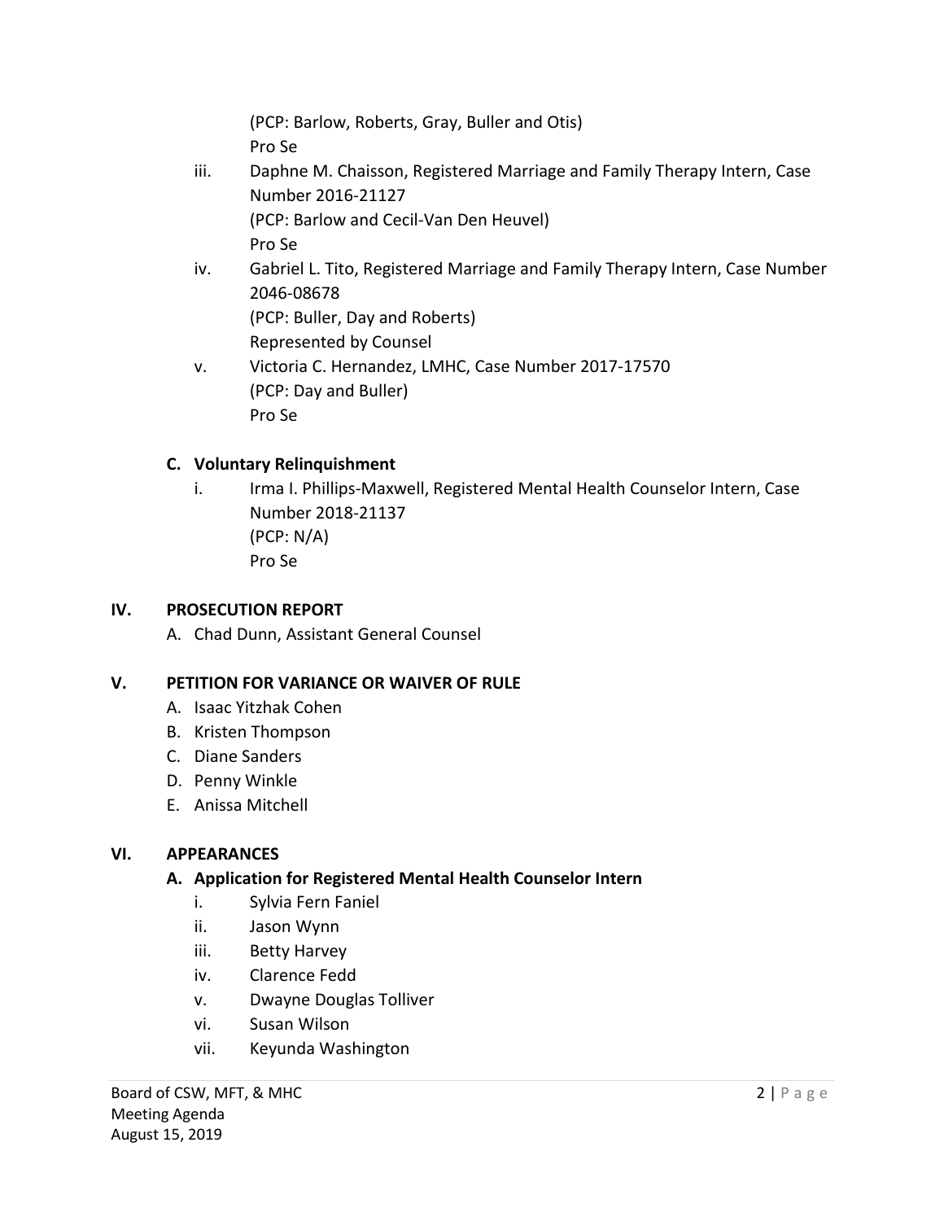(PCP: Barlow, Roberts, Gray, Buller and Otis)
Pro Se

iii. Daphne M. Chaisson, Registered Marriage and Family Therapy Intern, Case Number 2016-21127
(PCP: Barlow and Cecil-Van Den Heuvel)
Pro Se

iv. Gabriel L. Tito, Registered Marriage and Family Therapy Intern, Case Number 2046-08678
(PCP: Buller, Day and Roberts)
Represented by Counsel

v. Victoria C. Hernandez, LMHC, Case Number 2017-17570
(PCP: Day and Buller)
Pro Se

### C. Voluntary Relinquishment

i. Irma I. Phillips-Maxwell, Registered Mental Health Counselor Intern, Case Number 2018-21137
(PCP: N/A)
Pro Se

## IV. PROSECUTION REPORT

A. Chad Dunn, Assistant General Counsel

## V. PETITION FOR VARIANCE OR WAIVER OF RULE

A. Isaac Yitzhak Cohen
B. Kristen Thompson
C. Diane Sanders
D. Penny Winkle
E. Anissa Mitchell

## VI. APPEARANCES

### A. Application for Registered Mental Health Counselor Intern

i. Sylvia Fern Faniel
ii. Jason Wynn
iii. Betty Harvey
iv. Clarence Fedd
v. Dwayne Douglas Tolliver
vi. Susan Wilson
vii. Keyunda Washington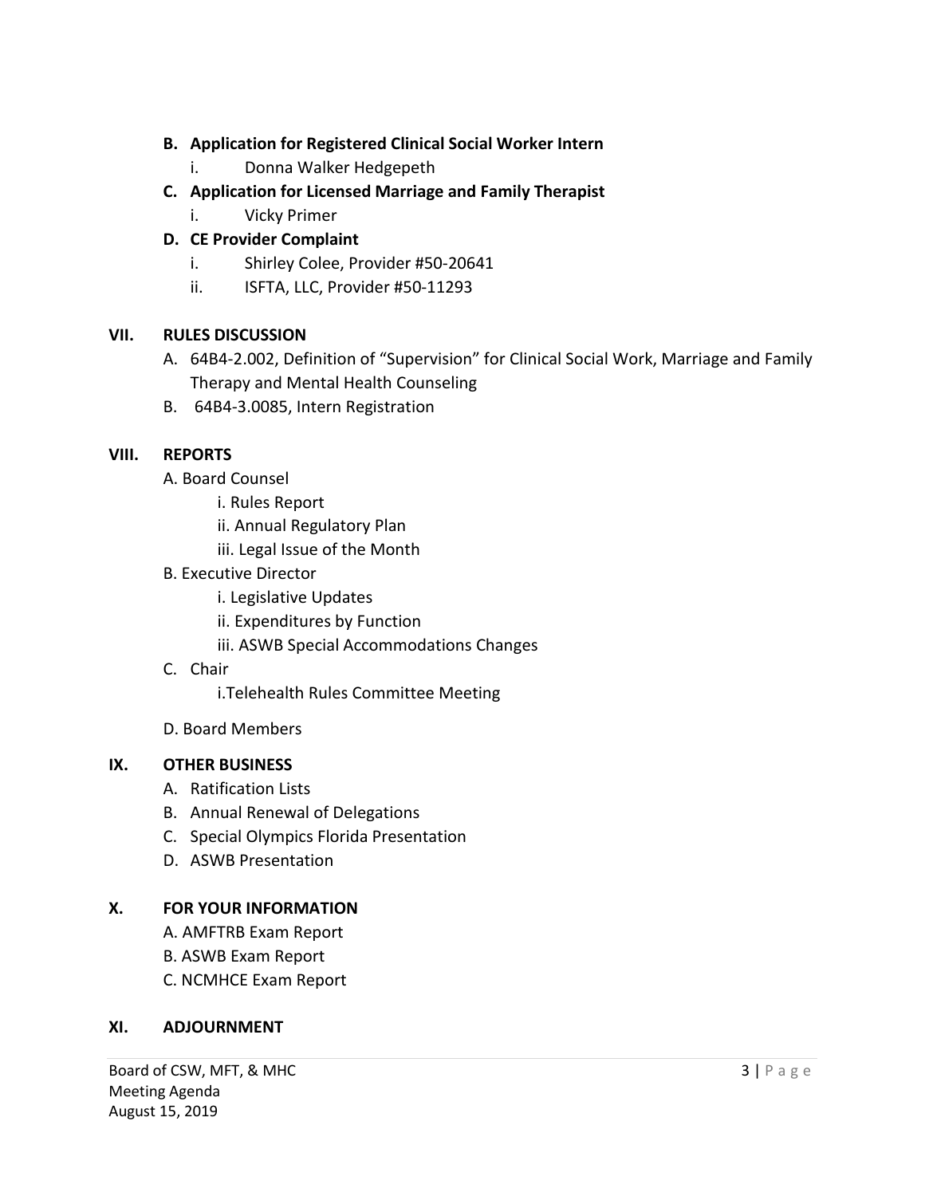**B. Application for Registered Clinical Social Worker Intern**

i. Donna Walker Hedgepeth

**C. Application for Licensed Marriage and Family Therapist**

i. Vicky Primer

**D. CE Provider Complaint**

i. Shirley Colee, Provider #50-20641

ii. ISFTA, LLC, Provider #50-11293

**VII. RULES DISCUSSION**

A. 64B4-2.002, Definition of "Supervision" for Clinical Social Work, Marriage and Family Therapy and Mental Health Counseling

B. 64B4-3.0085, Intern Registration

**VIII. REPORTS**

A. Board Counsel

i. Rules Report

ii. Annual Regulatory Plan

iii. Legal Issue of the Month

B. Executive Director

i. Legislative Updates

ii. Expenditures by Function

iii. ASWB Special Accommodations Changes

C. Chair

i.Telehealth Rules Committee Meeting

D. Board Members

**IX. OTHER BUSINESS**

A. Ratification Lists

B. Annual Renewal of Delegations

C. Special Olympics Florida Presentation

D. ASWB Presentation

**X. FOR YOUR INFORMATION**

A. AMFTRB Exam Report

B. ASWB Exam Report

C. NCMHCE Exam Report

**XI. ADJOURNMENT**